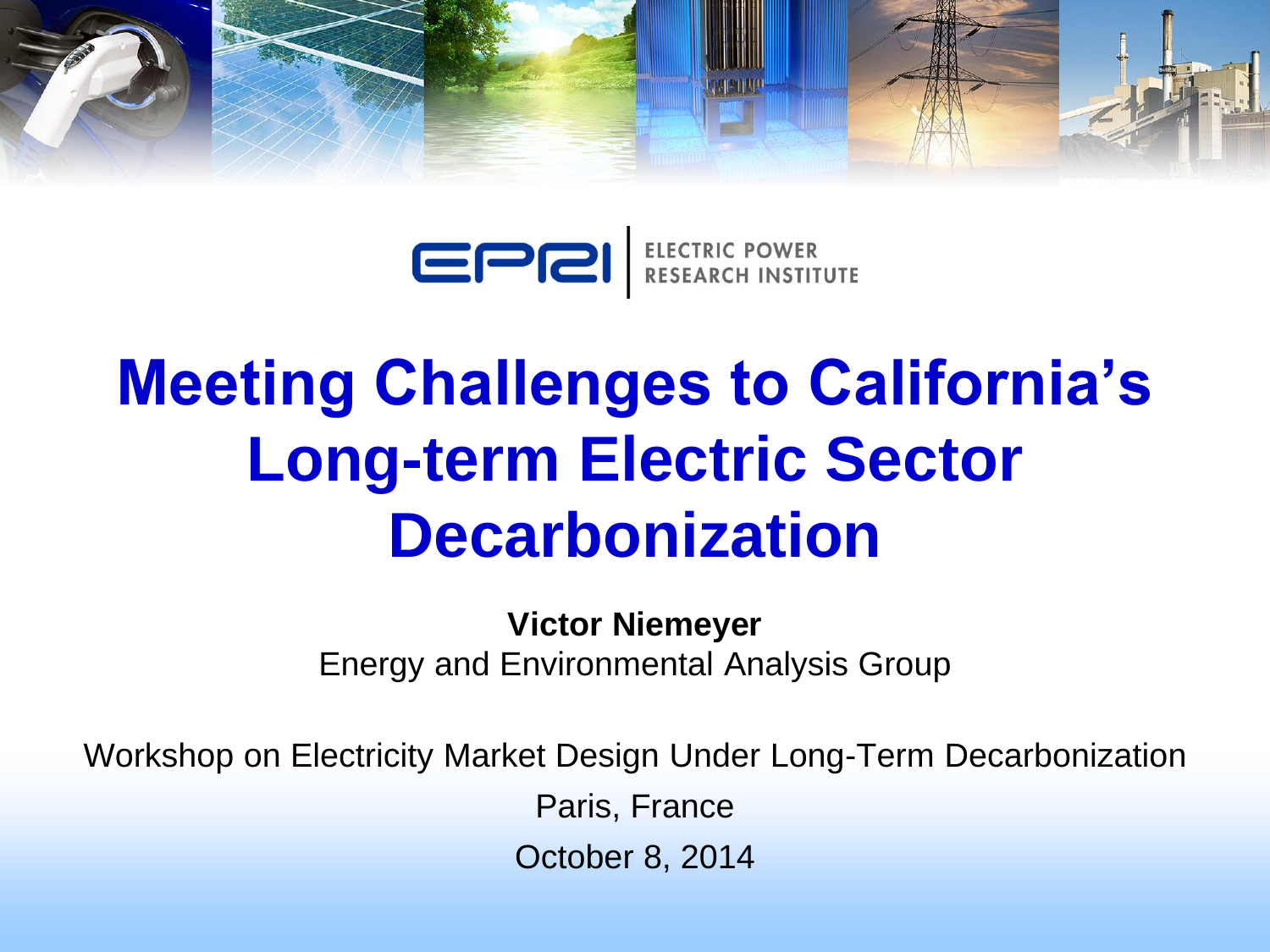ELECTRIC POWER RESEARCH INSTITUTE

# Meeting Challenges to California's Long-term Electric Sector Decarbonization

**Victor Niemeyer**

Energy and Environmental Analysis Group

Workshop on Electricity Market Design Under Long-Term Decarbonization

Paris, France

October 8, 2014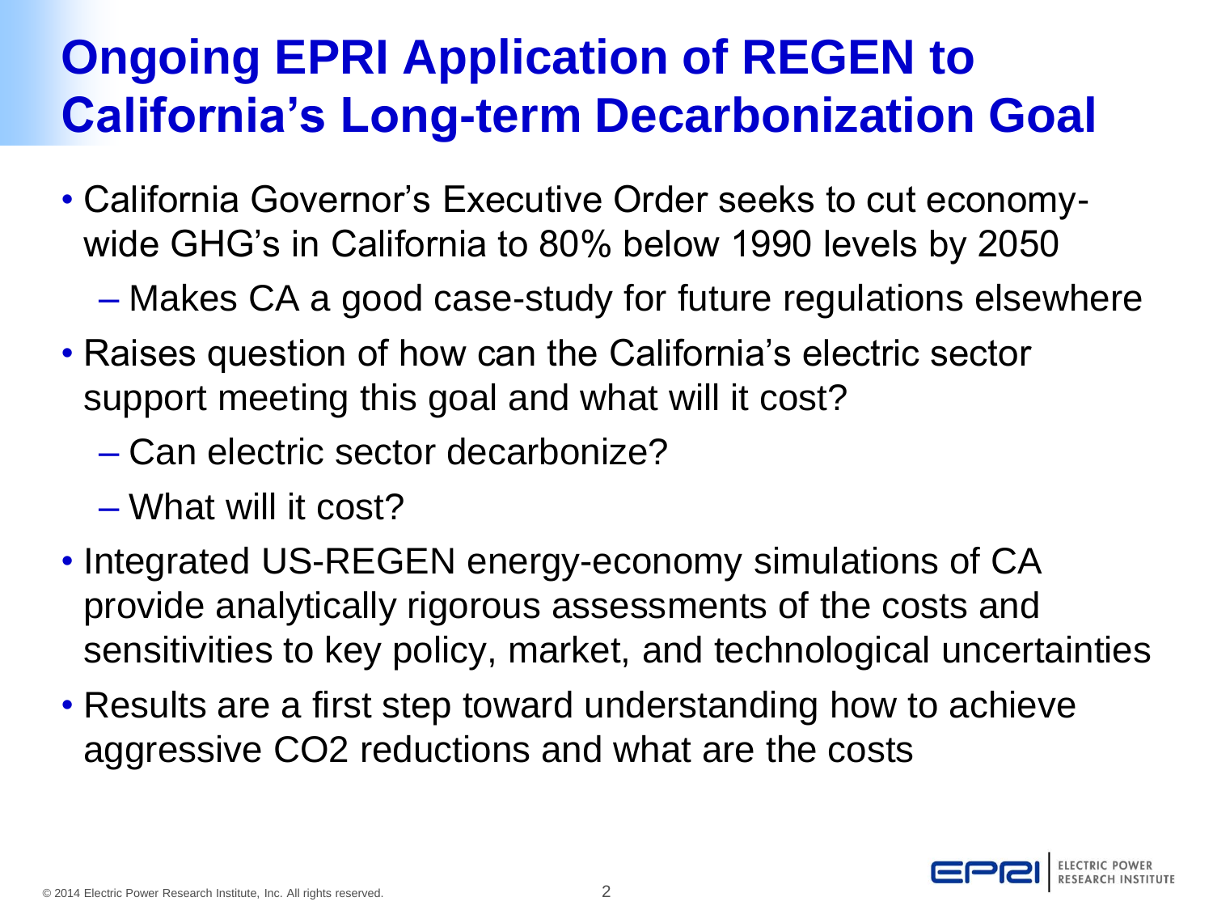# Ongoing EPRI Application of REGEN to California's Long-term Decarbonization Goal

- California Governor's Executive Order seeks to cut economy-wide GHG's in California to 80% below 1990 levels by 2050
  - Makes CA a good case-study for future regulations elsewhere
- Raises question of how can the California's electric sector support meeting this goal and what will it cost?
  - Can electric sector decarbonize?
  - What will it cost?
- Integrated US-REGEN energy-economy simulations of CA provide analytically rigorous assessments of the costs and sensitivities to key policy, market, and technological uncertainties
- Results are a first step toward understanding how to achieve aggressive $CO_2$ reductions and what are the costs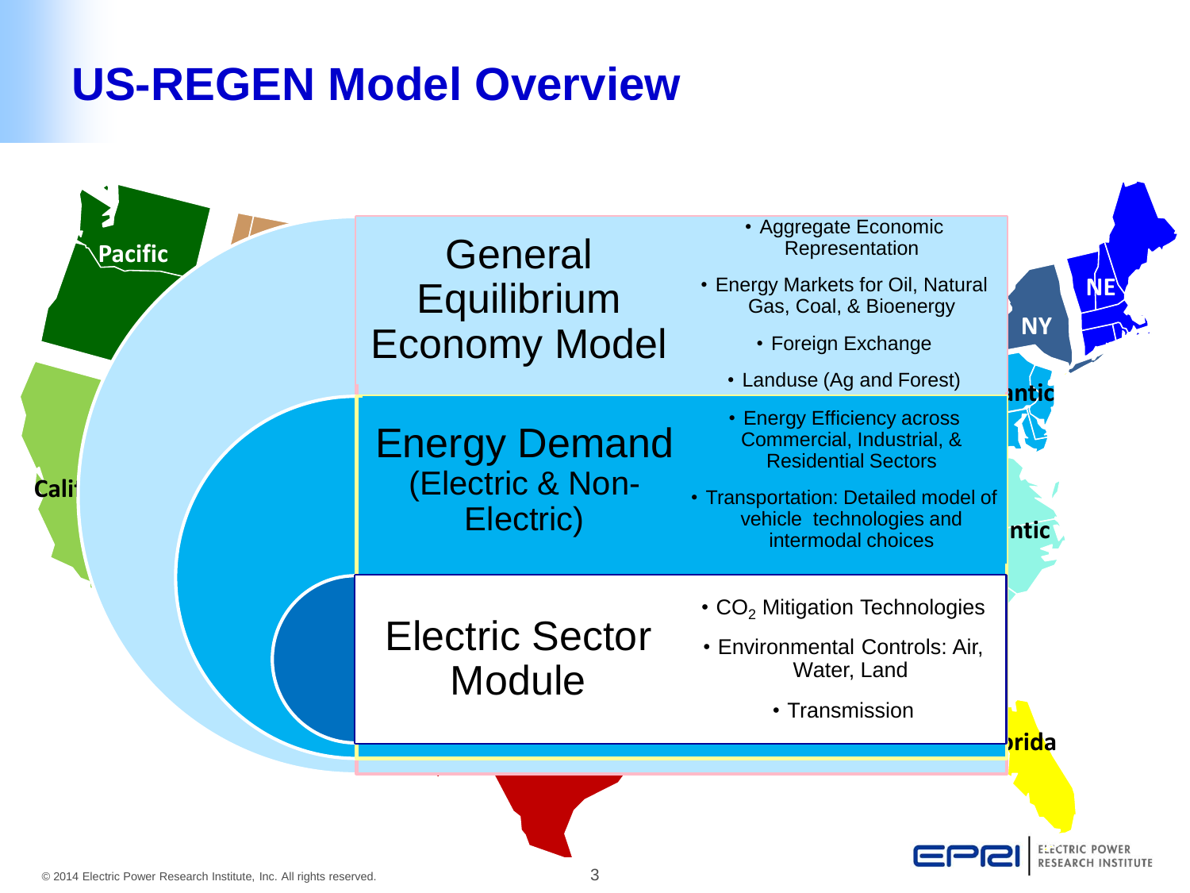# US-REGEN Model Overview

## General Equilibrium Economy Model

- Aggregate Economic Representation
- Energy Markets for Oil, Natural Gas, Coal, & Bioenergy
- Foreign Exchange
- Landuse (Ag and Forest)

## Energy Demand (Electric & Non-Electric)

- Energy Efficiency across Commercial, Industrial, & Residential Sectors
- Transportation: Detailed model of vehicle technologies and intermodal choices

## Electric Sector Module

- $CO_2$ Mitigation Technologies
- Environmental Controls: Air, Water, Land
- Transmission

© 2014 Electric Power Research Institute, Inc. All rights reserved.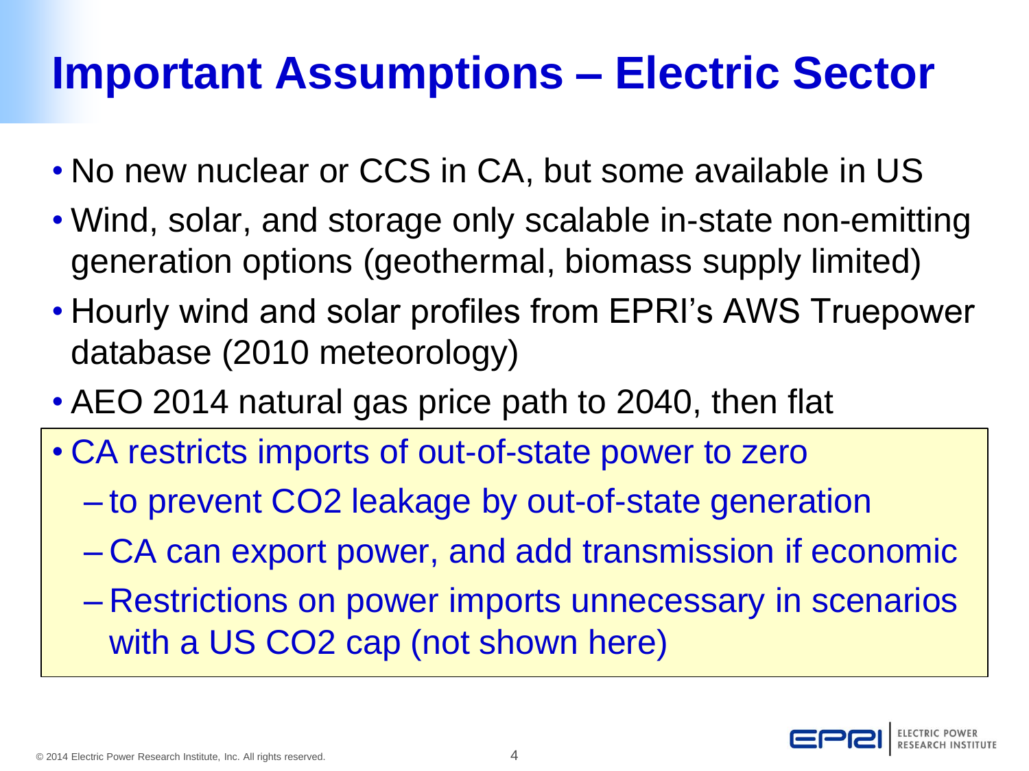# Important Assumptions – Electric Sector

- No new nuclear or CCS in CA, but some available in US
- Wind, solar, and storage only scalable in-state non-emitting generation options (geothermal, biomass supply limited)
- Hourly wind and solar profiles from EPRI's AWS Truepower database (2010 meteorology)
- AEO 2014 natural gas price path to 2040, then flat
- CA restricts imports of out-of-state power to zero
  - to prevent $CO_2$ leakage by out-of-state generation
  - CA can export power, and add transmission if economic
  - Restrictions on power imports unnecessary in scenarios with a US $CO_2$ cap (not shown here)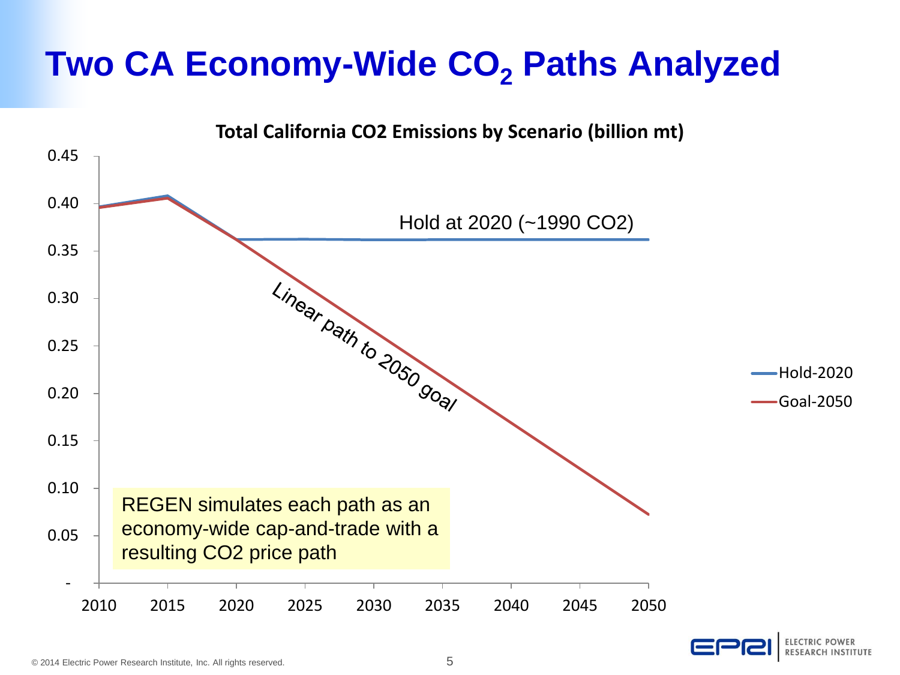# Two CA Economy-Wide $CO_2$ Paths Analyzed

**Total California CO2 Emissions by Scenario (billion mt)**

Hold at 2020 (~1990 CO2)

Linear path to 2050 goal

- Hold-2020
- Goal-2050

REGEN simulates each path as an economy-wide cap-and-trade with a resulting CO2 price path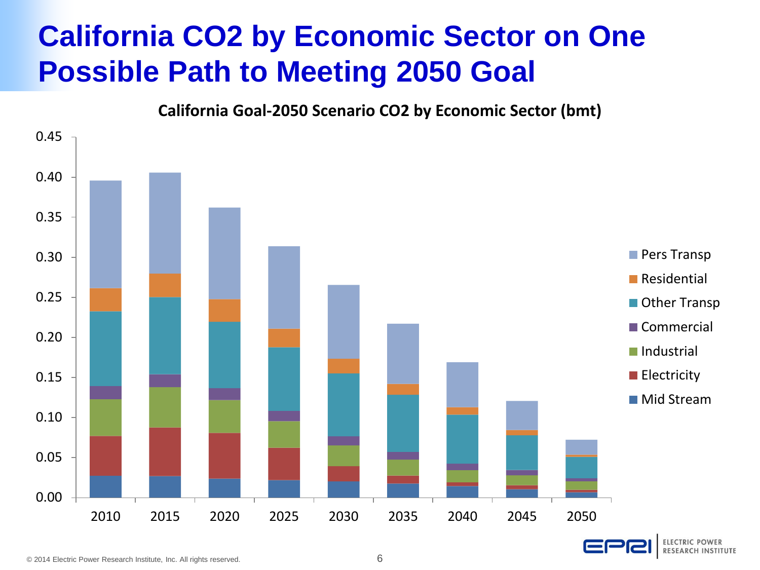# California $CO_2$ by Economic Sector on One Possible Path to Meeting 2050 Goal

**California Goal-2050 Scenario $CO_2$ by Economic Sector (bmt)**

Y-axis: 0.00, 0.05, 0.10, 0.15, 0.20, 0.25, 0.30, 0.35, 0.40, 0.45

X-axis: 2010, 2015, 2020, 2025, 2030, 2035, 2040, 2045, 2050

Legend: Pers Transp, Residential, Other Transp, Commercial, Industrial, Electricity, Mid Stream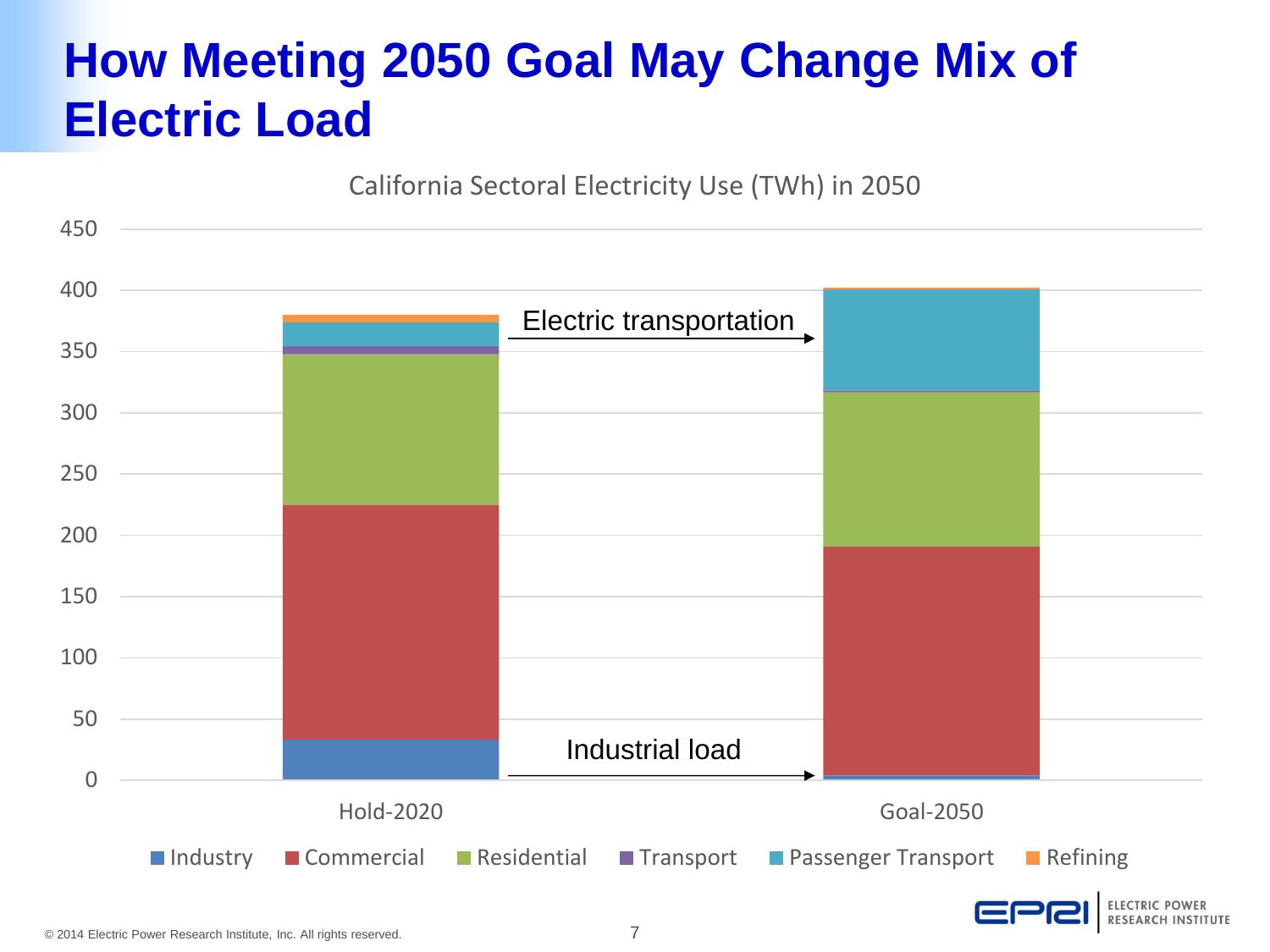# How Meeting 2050 Goal May Change Mix of Electric Load

California Sectoral Electricity Use (TWh) in 2050

Electric transportation

Industrial load

Hold-2020

Goal-2050

Industry, Commercial, Residential, Transport, Passenger Transport, Refining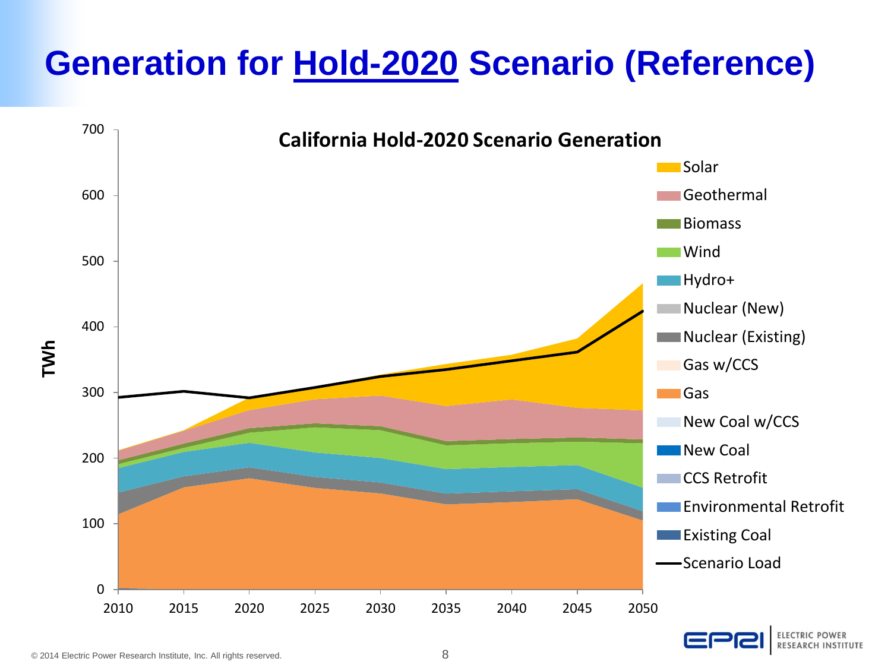# Generation for Hold-2020 Scenario (Reference)

**California Hold-2020 Scenario Generation**

TWh

700
600
500
400
300
200
100
0

2010 2015 2020 2025 2030 2035 2040 2045 2050

- Solar
- Geothermal
- Biomass
- Wind
- Hydro+
- Nuclear (New)
- Nuclear (Existing)
- Gas w/CCS
- Gas
- New Coal w/CCS
- New Coal
- CCS Retrofit
- Environmental Retrofit
- Existing Coal
- Scenario Load

© 2014 Electric Power Research Institute, Inc. All rights reserved.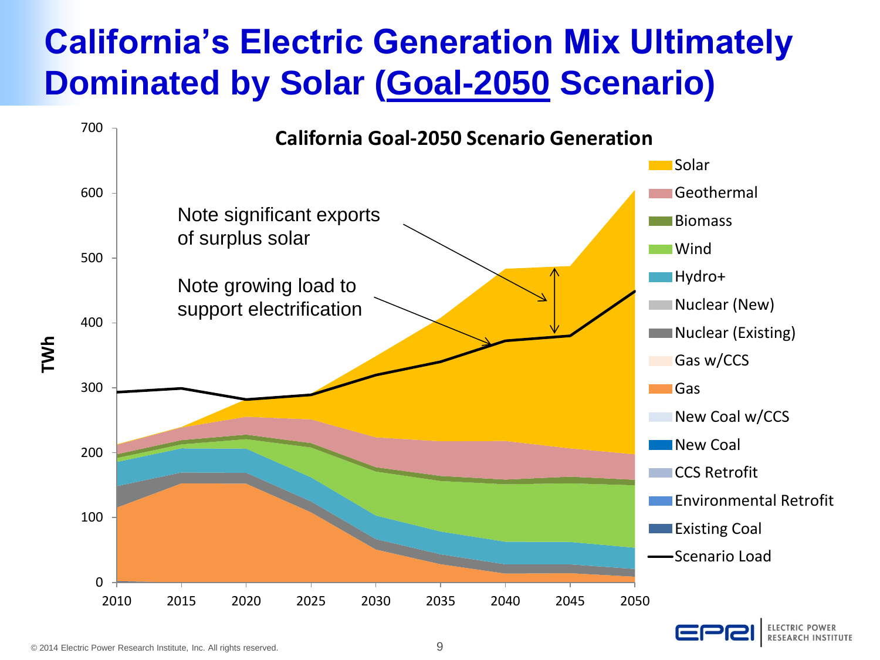# California's Electric Generation Mix Ultimately Dominated by Solar (Goal-2050 Scenario)

**California Goal-2050 Scenario Generation**

Note significant exports of surplus solar

Note growing load to support electrification

TWh

Legend: Solar, Geothermal, Biomass, Wind, Hydro+, Nuclear (New), Nuclear (Existing), Gas w/CCS, Gas, New Coal w/CCS, New Coal, CCS Retrofit, Environmental Retrofit, Existing Coal, Scenario Load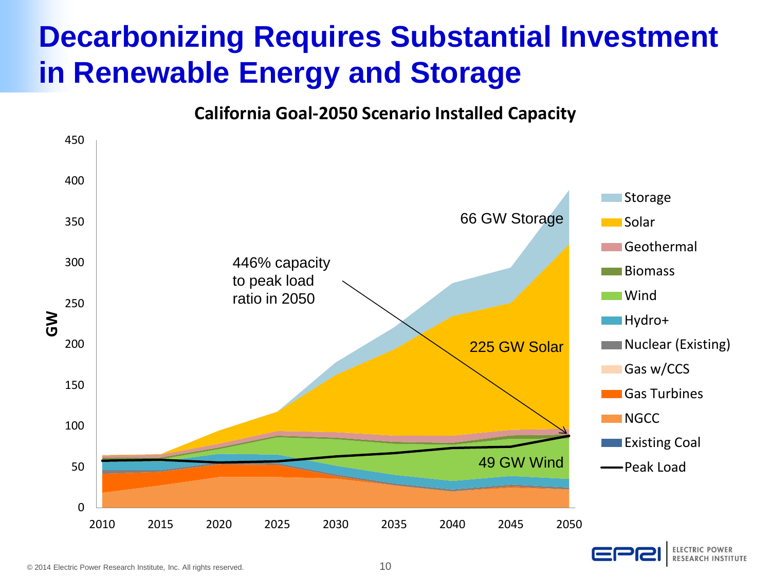# Decarbonizing Requires Substantial Investment in Renewable Energy and Storage

**California Goal-2050 Scenario Installed Capacity**

- 66 GW Storage
- 225 GW Solar
- 49 GW Wind
- 446% capacity to peak load ratio in 2050

Legend: Storage, Solar, Geothermal, Biomass, Wind, Hydro+, Nuclear (Existing), Gas w/CCS, Gas Turbines, NGCC, Existing Coal, Peak Load

Y-axis: GW (0–450); X-axis: 2010–2050

© 2014 Electric Power Research Institute, Inc. All rights reserved.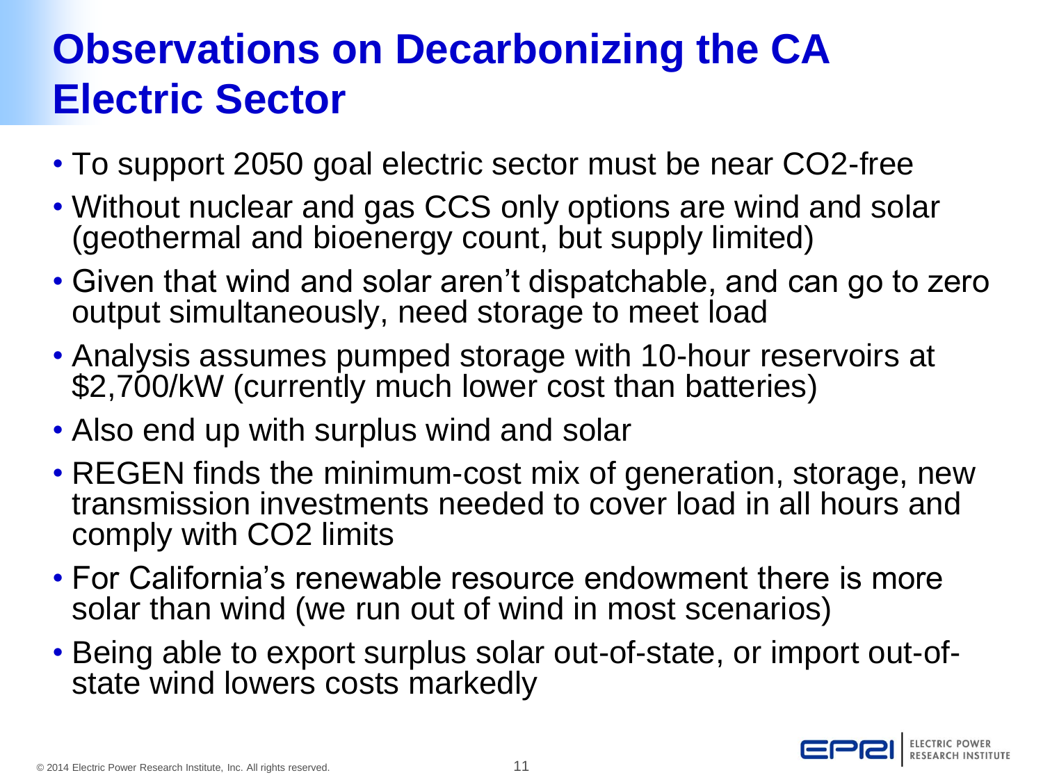# Observations on Decarbonizing the CA Electric Sector

- To support 2050 goal electric sector must be near $CO_2$-free
- Without nuclear and gas CCS only options are wind and solar (geothermal and bioenergy count, but supply limited)
- Given that wind and solar aren't dispatchable, and can go to zero output simultaneously, need storage to meet load
- Analysis assumes pumped storage with 10-hour reservoirs at $2,700/kW (currently much lower cost than batteries)
- Also end up with surplus wind and solar
- REGEN finds the minimum-cost mix of generation, storage, new transmission investments needed to cover load in all hours and comply with $CO_2$ limits
- For California's renewable resource endowment there is more solar than wind (we run out of wind in most scenarios)
- Being able to export surplus solar out-of-state, or import out-of-state wind lowers costs markedly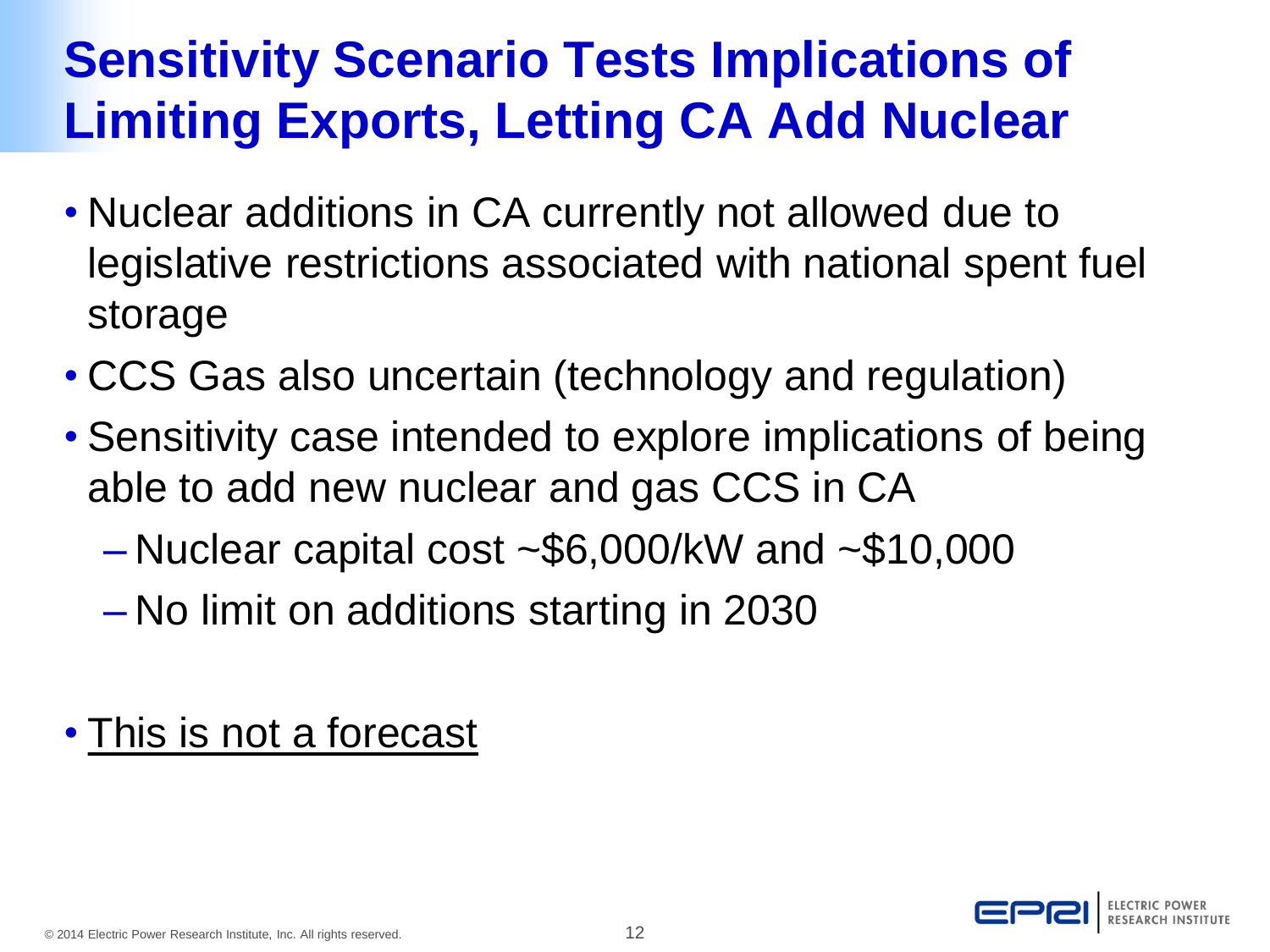# Sensitivity Scenario Tests Implications of Limiting Exports, Letting CA Add Nuclear

- Nuclear additions in CA currently not allowed due to legislative restrictions associated with national spent fuel storage
- CCS Gas also uncertain (technology and regulation)
- Sensitivity case intended to explore implications of being able to add new nuclear and gas CCS in CA
  - Nuclear capital cost ~$6,000/kW and ~$10,000
  - No limit on additions starting in 2030

- <u>This is not a forecast</u>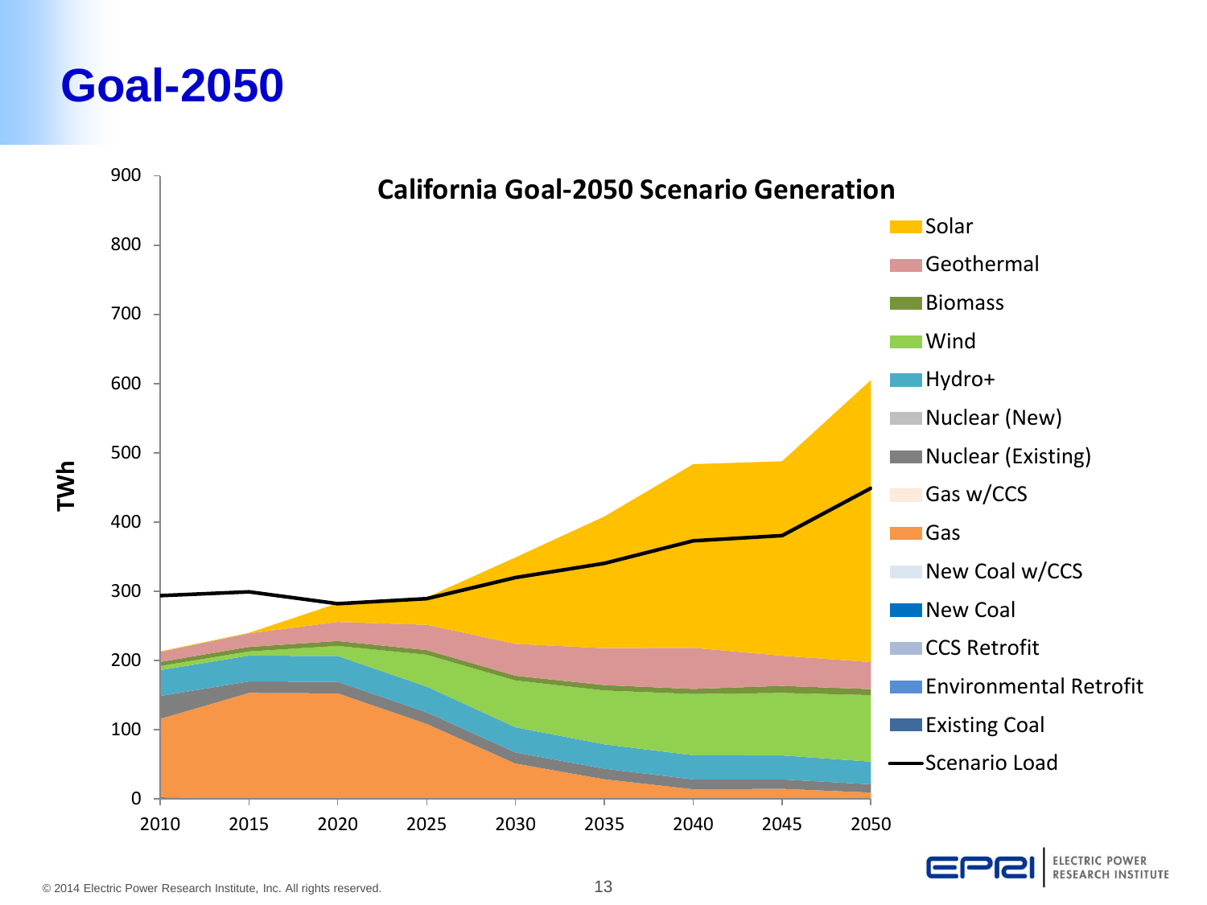# Goal-2050

**California Goal-2050 Scenario Generation**

TWh

Legend: Solar, Geothermal, Biomass, Wind, Hydro+, Nuclear (New), Nuclear (Existing), Gas w/CCS, Gas, New Coal w/CCS, New Coal, CCS Retrofit, Environmental Retrofit, Existing Coal, Scenario Load

© 2014 Electric Power Research Institute, Inc. All rights reserved.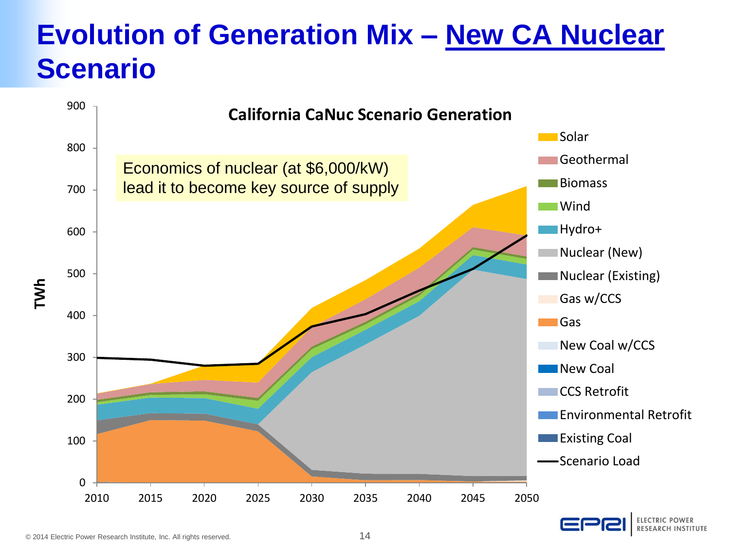# Evolution of Generation Mix – New CA Nuclear Scenario

**California CaNuc Scenario Generation**

Economics of nuclear (at $6,000/kW) lead it to become key source of supply

TWh

Legend: Solar, Geothermal, Biomass, Wind, Hydro+, Nuclear (New), Nuclear (Existing), Gas w/CCS, Gas, New Coal w/CCS, New Coal, CCS Retrofit, Environmental Retrofit, Existing Coal, Scenario Load

Y-axis: 0, 100, 200, 300, 400, 500, 600, 700, 800, 900

X-axis: 2010, 2015, 2020, 2025, 2030, 2035, 2040, 2045, 2050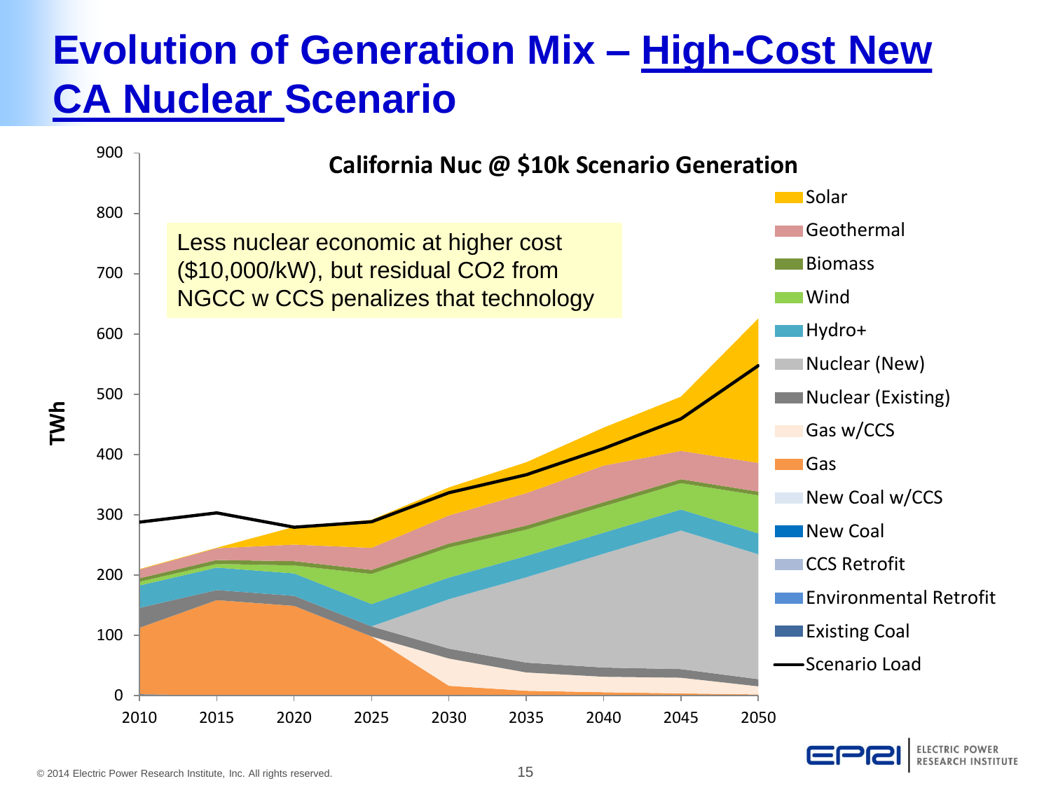# Evolution of Generation Mix – High-Cost New CA Nuclear Scenario

**California Nuc @ $10k Scenario Generation**

Less nuclear economic at higher cost ($10,000/kW), but residual CO2 from NGCC w CCS penalizes that technology

TWh: 0, 100, 200, 300, 400, 500, 600, 700, 800, 900

Years: 2010, 2015, 2020, 2025, 2030, 2035, 2040, 2045, 2050

Legend:
- Solar
- Geothermal
- Biomass
- Wind
- Hydro+
- Nuclear (New)
- Nuclear (Existing)
- Gas w/CCS
- Gas
- New Coal w/CCS
- New Coal
- CCS Retrofit
- Environmental Retrofit
- Existing Coal
- Scenario Load

© 2014 Electric Power Research Institute, Inc. All rights reserved.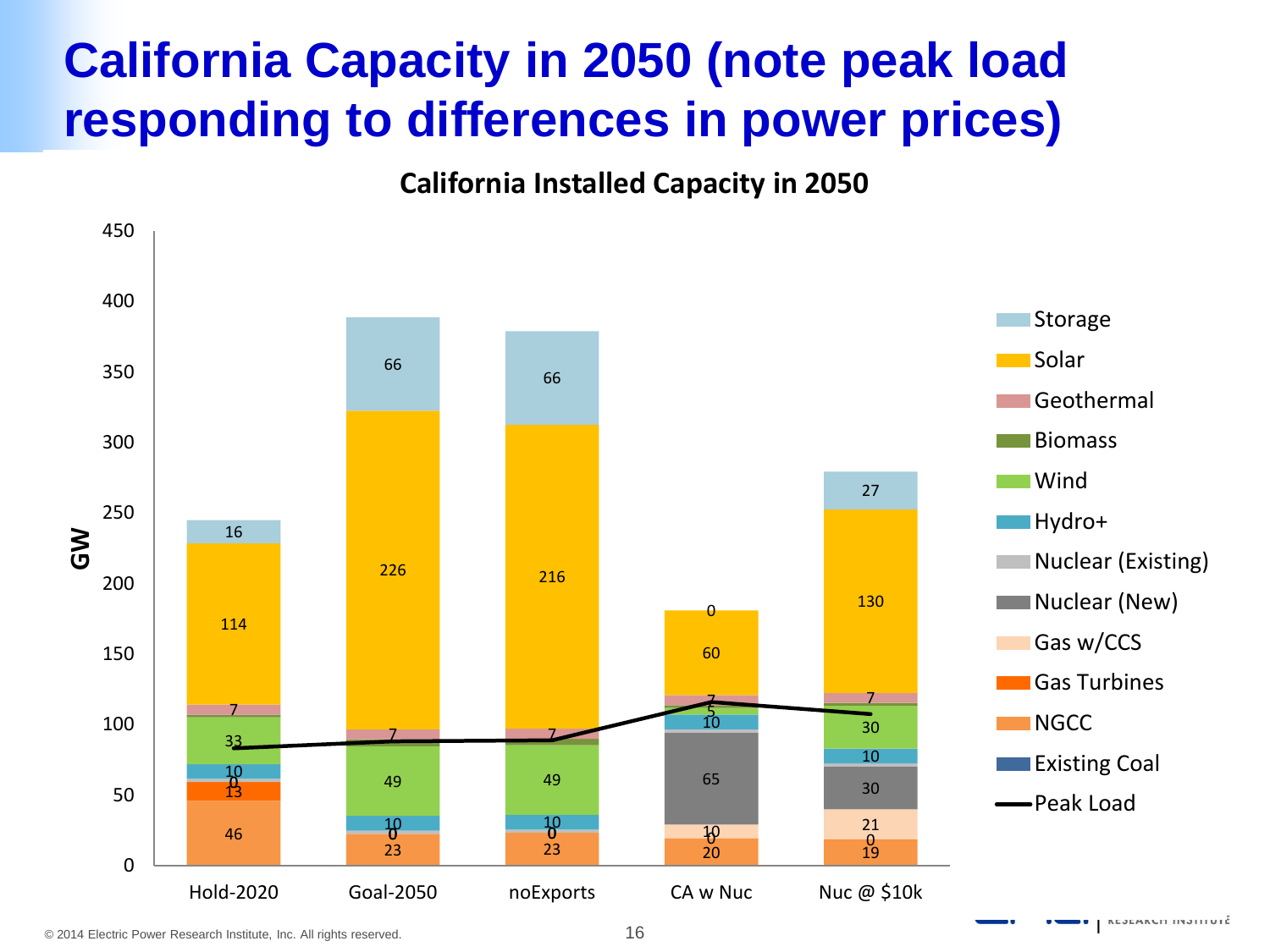# California Capacity in 2050 (note peak load responding to differences in power prices)

**California Installed Capacity in 2050**

| GW | Hold-2020 | Goal-2050 | noExports | CA w Nuc | Nuc @ $10k |
|---|---|---|---|---|---|
| Storage | 16 | 66 | 66 | 0 | 27 |
| Solar | 114 | 226 | 216 | 60 | 130 |
| Geothermal | 7 | 7 | 7 | 7 | 7 |
| Wind | 33 | 49 | 49 | 5 | 30 |
| Hydro+ | 10 | 10 | 10 | 10 | 10 |
| Nuclear (New) | | | | 65 | 30 |
| Gas w/CCS | | 0 | 0 | 10 | 21 |
| Gas Turbines | 13 | | | | |
| NGCC | 46 | 23 | 23 | 20 | 19 |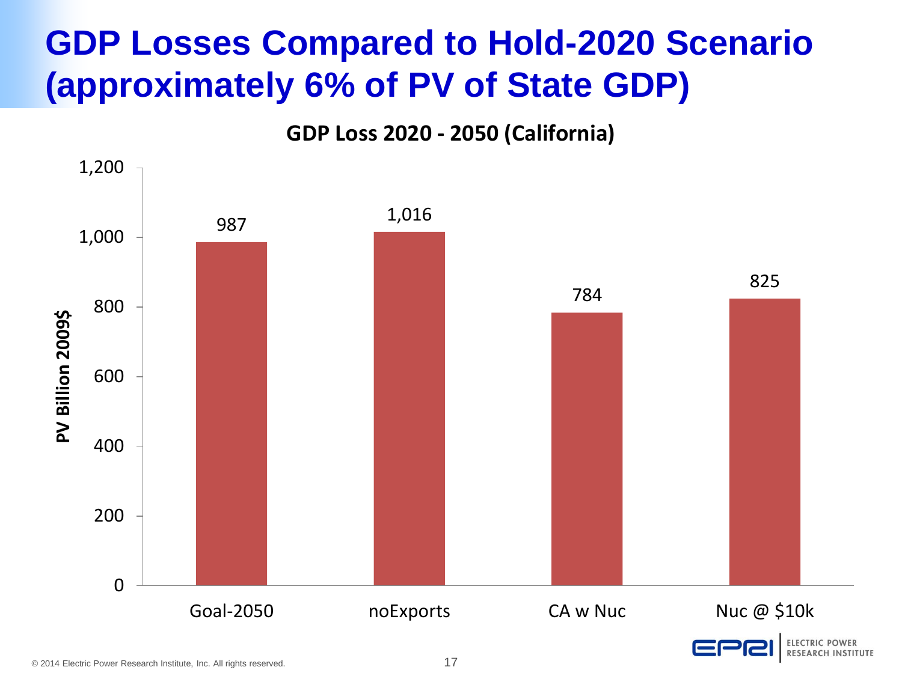# GDP Losses Compared to Hold-2020 Scenario (approximately 6% of PV of State GDP)

**GDP Loss 2020 - 2050 (California)**

| Scenario | PV Billion 2009$ |
|---|---|
| Goal-2050 | 987 |
| noExports | 1,016 |
| CA w Nuc | 784 |
| Nuc @ $10k | 825 |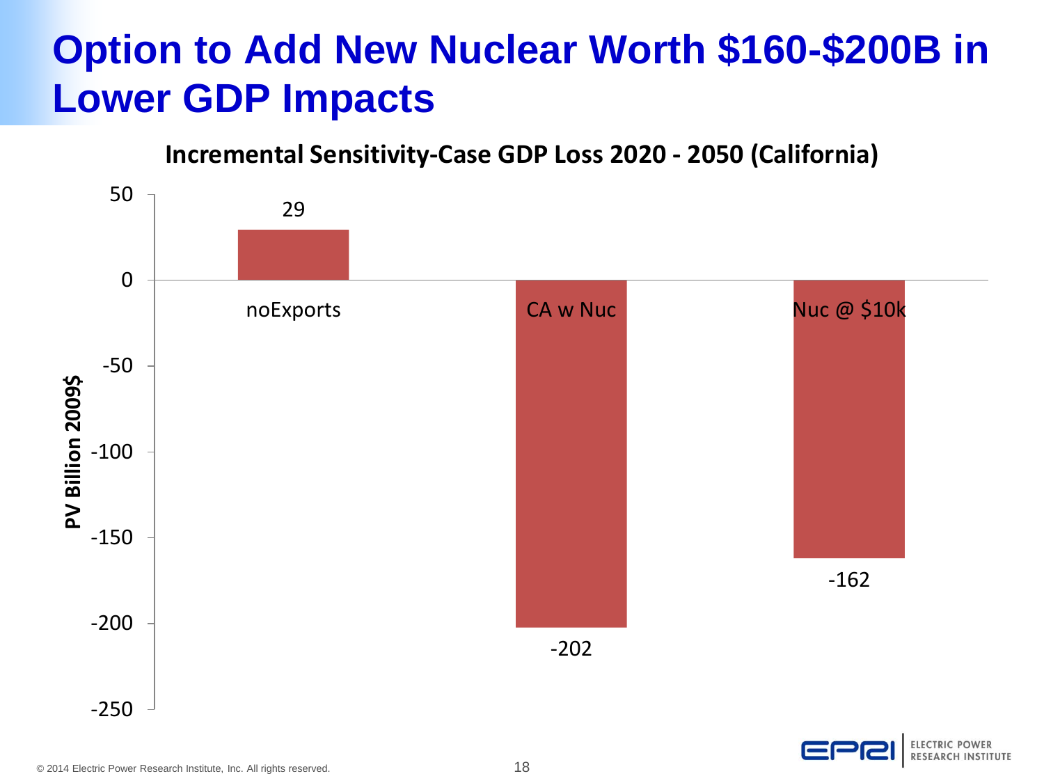# Option to Add New Nuclear Worth $160-$200B in Lower GDP Impacts

**Incremental Sensitivity-Case GDP Loss 2020 - 2050 (California)**

| Case | PV Billion 2009$ |
| --- | --- |
| noExports | 29 |
| CA w Nuc | -202 |
| Nuc @ $10k | -162 |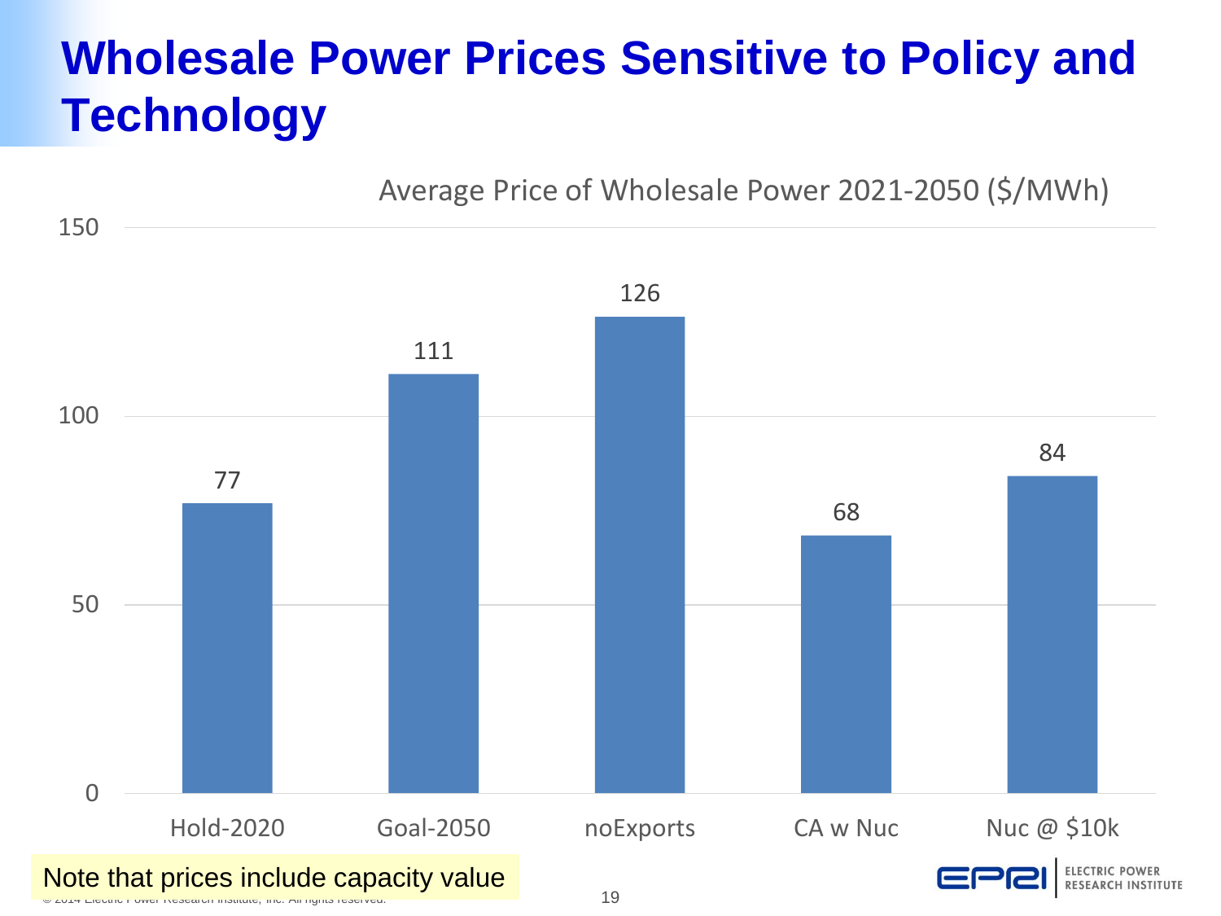# Wholesale Power Prices Sensitive to Policy and Technology

Average Price of Wholesale Power 2021-2050 ($/MWh)

| Scenario | Price ($/MWh) |
|---|---|
| Hold-2020 | 77 |
| Goal-2050 | 111 |
| noExports | 126 |
| CA w Nuc | 68 |
| Nuc @ $10k | 84 |

Note that prices include capacity value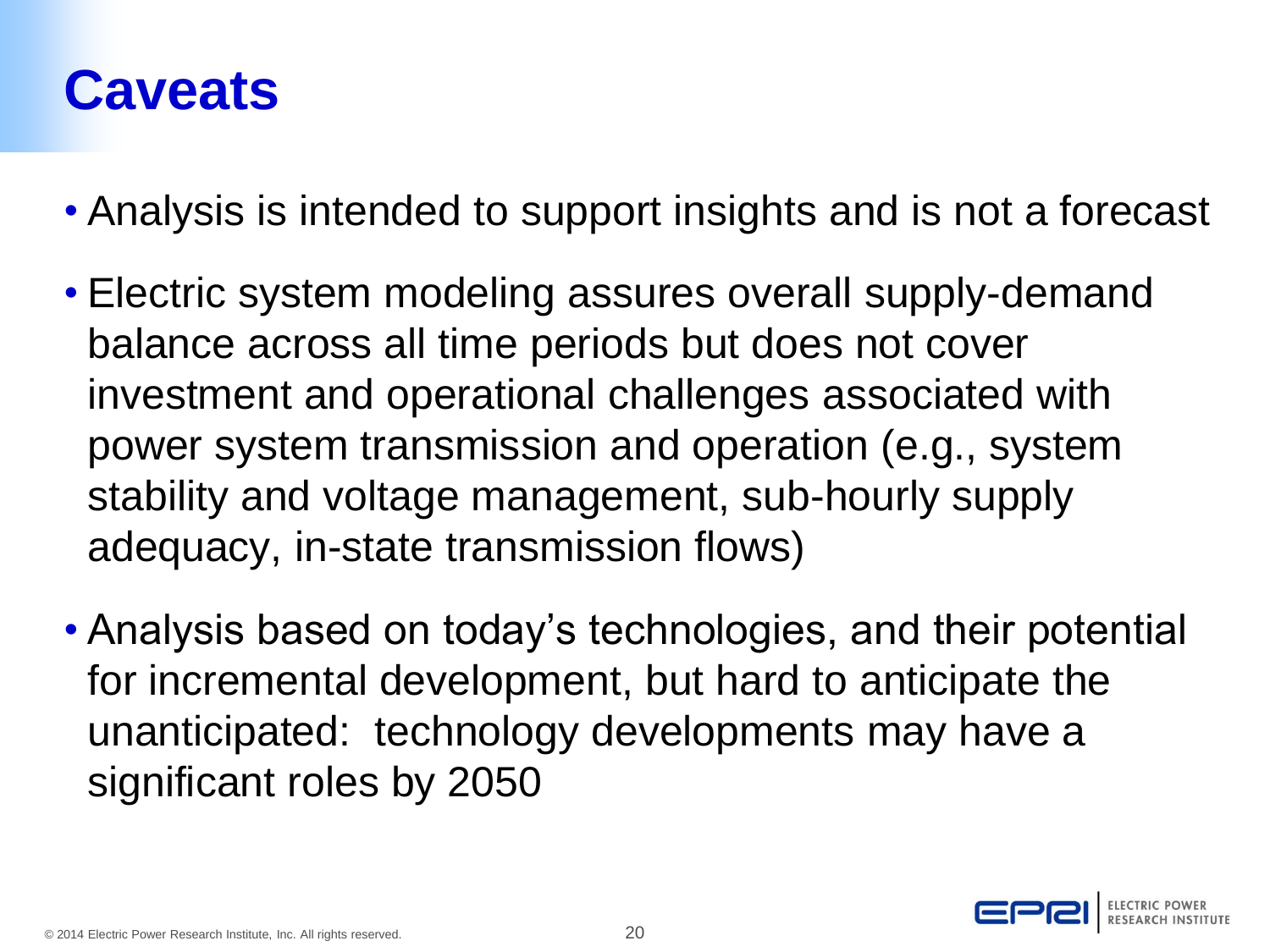# Caveats

- Analysis is intended to support insights and is not a forecast
- Electric system modeling assures overall supply-demand balance across all time periods but does not cover investment and operational challenges associated with power system transmission and operation (e.g., system stability and voltage management, sub-hourly supply adequacy, in-state transmission flows)
- Analysis based on today's technologies, and their potential for incremental development, but hard to anticipate the unanticipated: technology developments may have a significant roles by 2050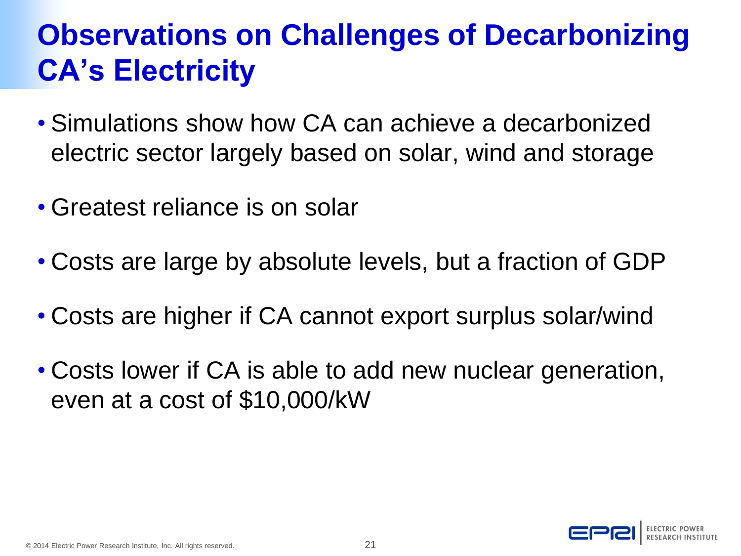# Observations on Challenges of Decarbonizing CA's Electricity

- Simulations show how CA can achieve a decarbonized electric sector largely based on solar, wind and storage
- Greatest reliance is on solar
- Costs are large by absolute levels, but a fraction of GDP
- Costs are higher if CA cannot export surplus solar/wind
- Costs lower if CA is able to add new nuclear generation, even at a cost of $10,000/kW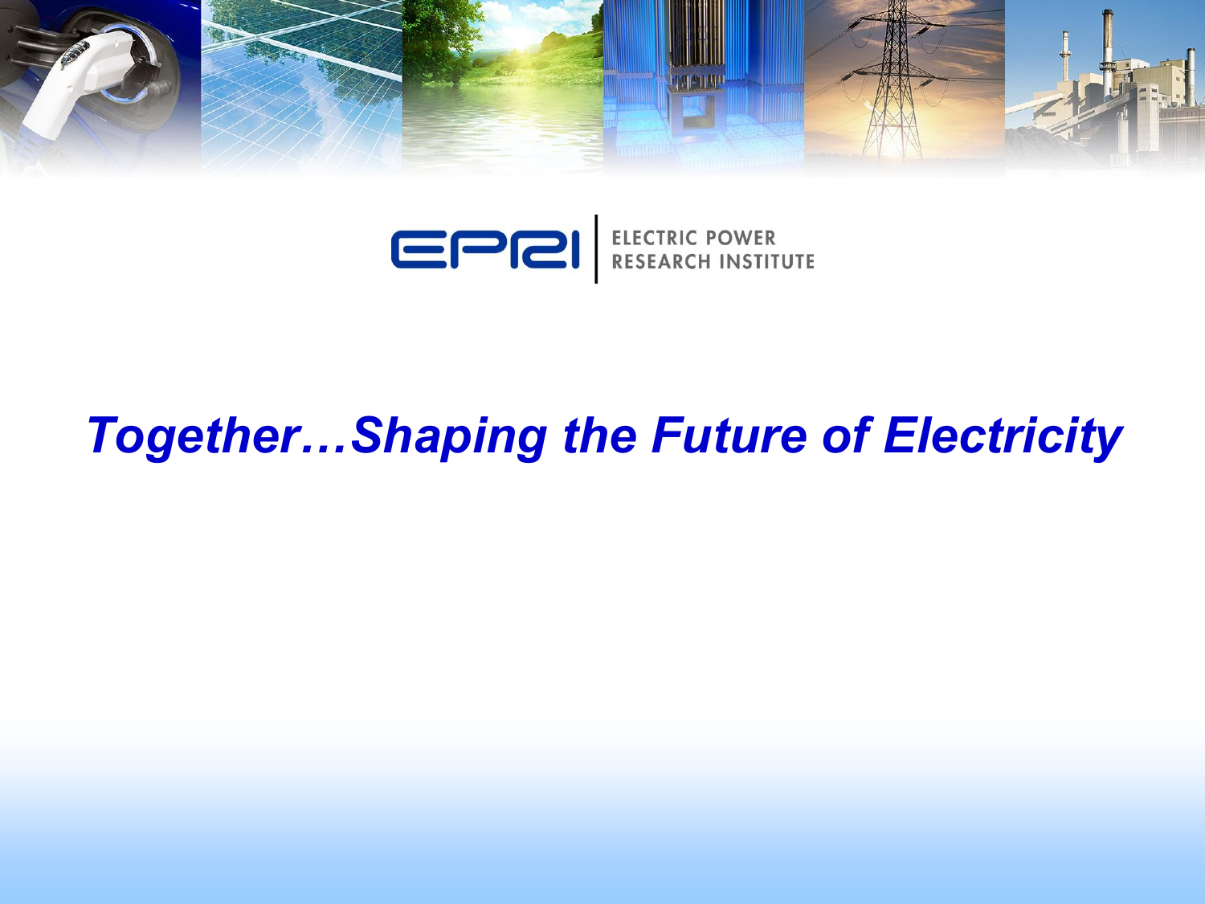ELECTRIC POWER RESEARCH INSTITUTE

*Together…Shaping the Future of Electricity*